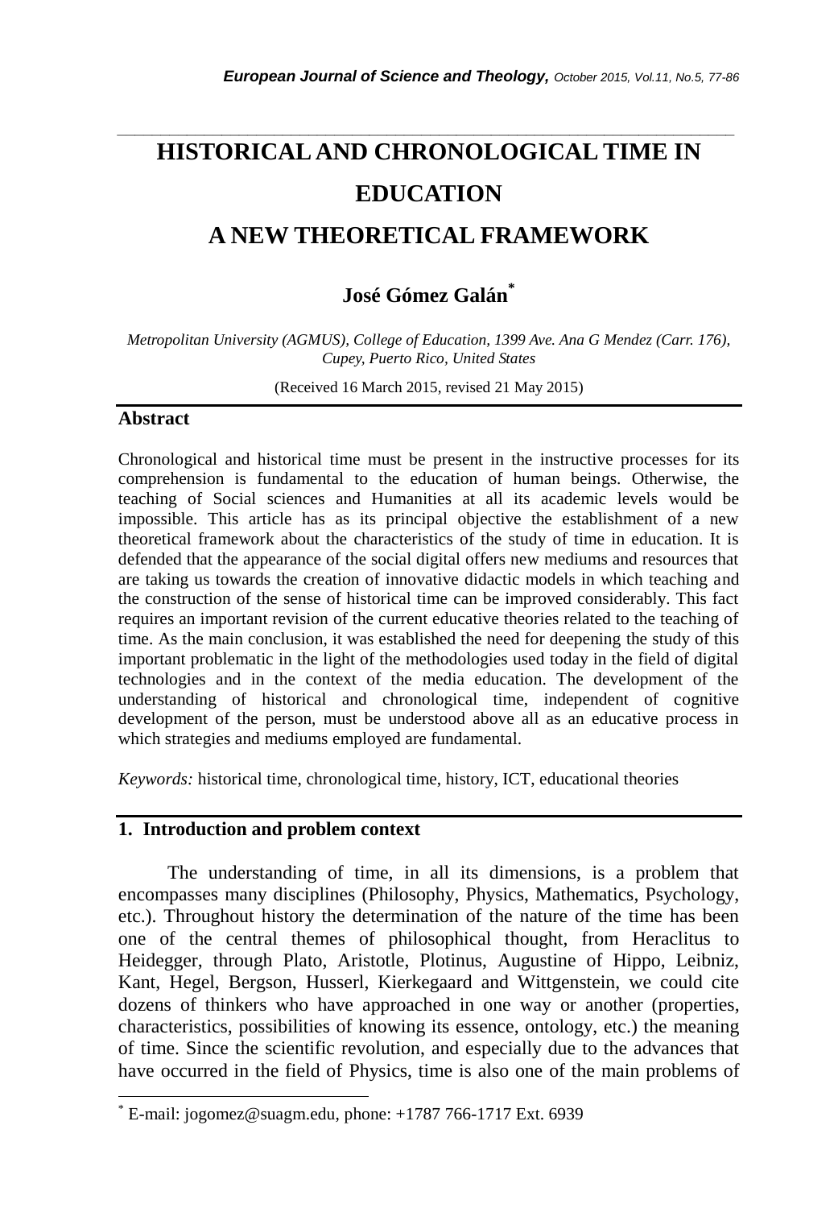# HISTORICAL AND CHRONOLOGICAL TIME IN EDUCATION

# A NEW THEORETICAL FRAMEWORK

**José Gómez Galán***

*Metropolitan University (AGMUS), College of Education, 1399 Ave. Ana G Mendez (Carr. 176), Cupey, Puerto Rico, United States*

(Received 16 March 2015, revised 21 May 2015)

## Abstract

Chronological and historical time must be present in the instructive processes for its comprehension is fundamental to the education of human beings. Otherwise, the teaching of Social sciences and Humanities at all its academic levels would be impossible. This article has as its principal objective the establishment of a new theoretical framework about the characteristics of the study of time in education. It is defended that the appearance of the social digital offers new mediums and resources that are taking us towards the creation of innovative didactic models in which teaching and the construction of the sense of historical time can be improved considerably. This fact requires an important revision of the current educative theories related to the teaching of time. As the main conclusion, it was established the need for deepening the study of this important problematic in the light of the methodologies used today in the field of digital technologies and in the context of the media education. The development of the understanding of historical and chronological time, independent of cognitive development of the person, must be understood above all as an educative process in which strategies and mediums employed are fundamental.

*Keywords:* historical time, chronological time, history, ICT, educational theories

## 1. Introduction and problem context

The understanding of time, in all its dimensions, is a problem that encompasses many disciplines (Philosophy, Physics, Mathematics, Psychology, etc.). Throughout history the determination of the nature of the time has been one of the central themes of philosophical thought, from Heraclitus to Heidegger, through Plato, Aristotle, Plotinus, Augustine of Hippo, Leibniz, Kant, Hegel, Bergson, Husserl, Kierkegaard and Wittgenstein, we could cite dozens of thinkers who have approached in one way or another (properties, characteristics, possibilities of knowing its essence, ontology, etc.) the meaning of time. Since the scientific revolution, and especially due to the advances that have occurred in the field of Physics, time is also one of the main problems of

* E-mail: jogomez@suagm.edu, phone: +1787 766-1717 Ext. 6939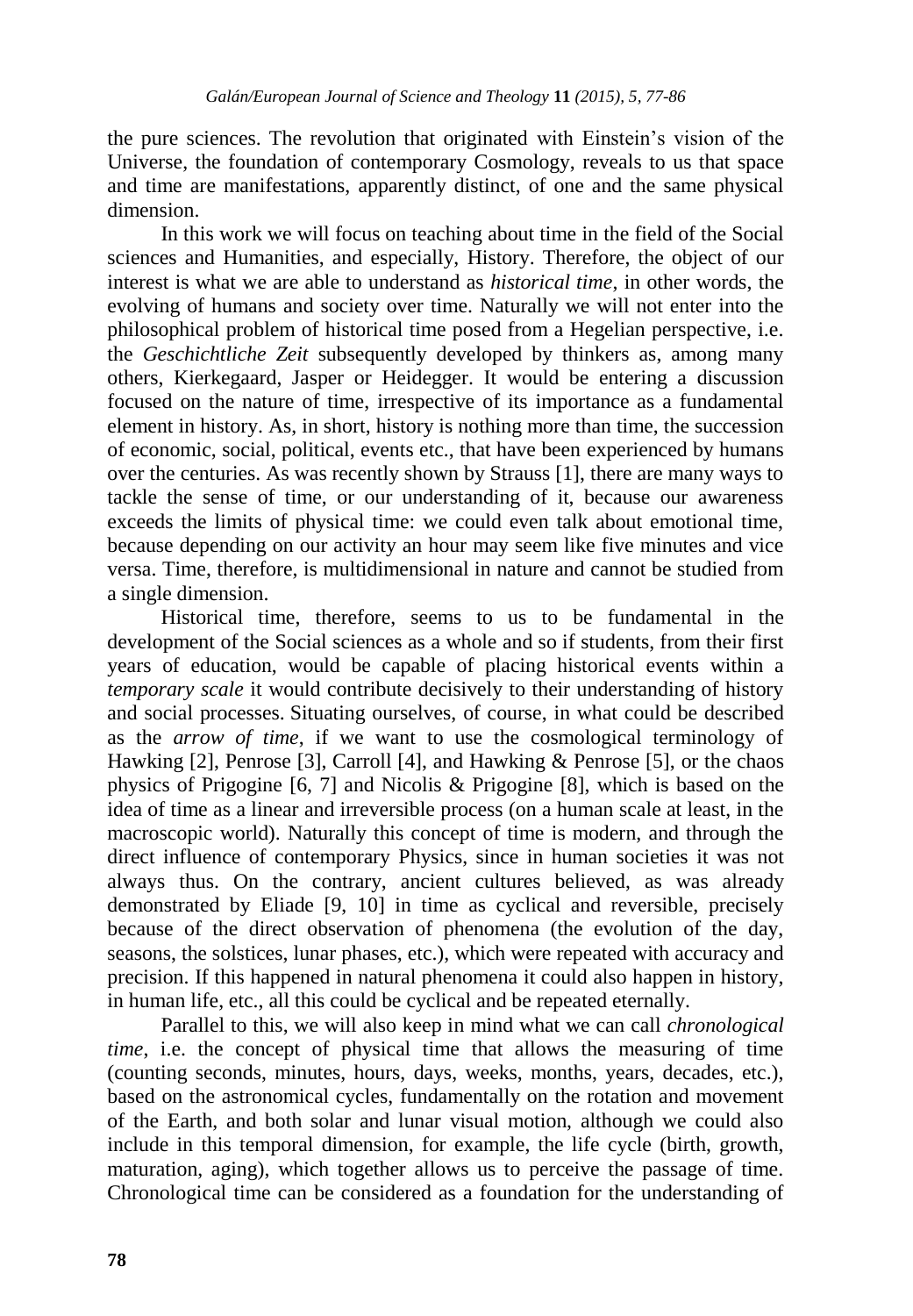the pure sciences. The revolution that originated with Einstein's vision of the Universe, the foundation of contemporary Cosmology, reveals to us that space and time are manifestations, apparently distinct, of one and the same physical dimension.

In this work we will focus on teaching about time in the field of the Social sciences and Humanities, and especially, History. Therefore, the object of our interest is what we are able to understand as *historical time*, in other words, the evolving of humans and society over time. Naturally we will not enter into the philosophical problem of historical time posed from a Hegelian perspective, i.e. the *Geschichtliche Zeit* subsequently developed by thinkers as, among many others, Kierkegaard, Jasper or Heidegger. It would be entering a discussion focused on the nature of time, irrespective of its importance as a fundamental element in history. As, in short, history is nothing more than time, the succession of economic, social, political, events etc., that have been experienced by humans over the centuries. As was recently shown by Strauss [1], there are many ways to tackle the sense of time, or our understanding of it, because our awareness exceeds the limits of physical time: we could even talk about emotional time, because depending on our activity an hour may seem like five minutes and vice versa. Time, therefore, is multidimensional in nature and cannot be studied from a single dimension.

Historical time, therefore, seems to us to be fundamental in the development of the Social sciences as a whole and so if students, from their first years of education, would be capable of placing historical events within a *temporary scale* it would contribute decisively to their understanding of history and social processes. Situating ourselves, of course, in what could be described as the *arrow of time*, if we want to use the cosmological terminology of Hawking [2], Penrose [3], Carroll [4], and Hawking & Penrose [5], or the chaos physics of Prigogine [6, 7] and Nicolis & Prigogine [8], which is based on the idea of time as a linear and irreversible process (on a human scale at least, in the macroscopic world). Naturally this concept of time is modern, and through the direct influence of contemporary Physics, since in human societies it was not always thus. On the contrary, ancient cultures believed, as was already demonstrated by Eliade [9, 10] in time as cyclical and reversible, precisely because of the direct observation of phenomena (the evolution of the day, seasons, the solstices, lunar phases, etc.), which were repeated with accuracy and precision. If this happened in natural phenomena it could also happen in history, in human life, etc., all this could be cyclical and be repeated eternally.

Parallel to this, we will also keep in mind what we can call *chronological time*, i.e. the concept of physical time that allows the measuring of time (counting seconds, minutes, hours, days, weeks, months, years, decades, etc.), based on the astronomical cycles, fundamentally on the rotation and movement of the Earth, and both solar and lunar visual motion, although we could also include in this temporal dimension, for example, the life cycle (birth, growth, maturation, aging), which together allows us to perceive the passage of time. Chronological time can be considered as a foundation for the understanding of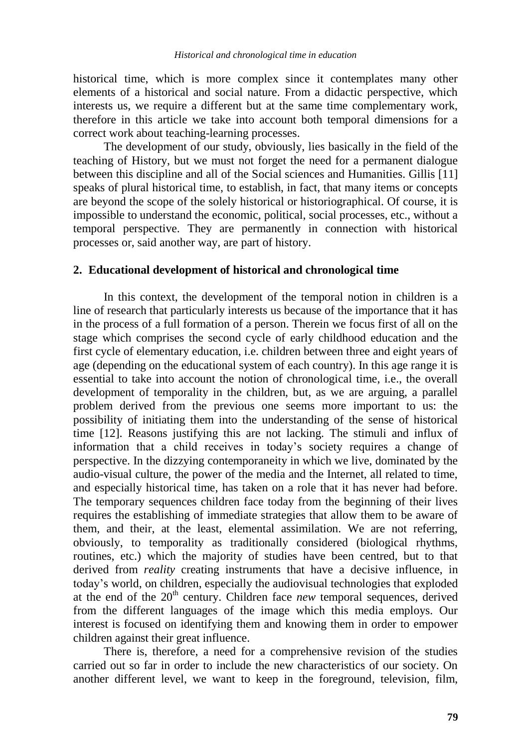historical time, which is more complex since it contemplates many other elements of a historical and social nature. From a didactic perspective, which interests us, we require a different but at the same time complementary work, therefore in this article we take into account both temporal dimensions for a correct work about teaching-learning processes.

The development of our study, obviously, lies basically in the field of the teaching of History, but we must not forget the need for a permanent dialogue between this discipline and all of the Social sciences and Humanities. Gillis [11] speaks of plural historical time, to establish, in fact, that many items or concepts are beyond the scope of the solely historical or historiographical. Of course, it is impossible to understand the economic, political, social processes, etc., without a temporal perspective. They are permanently in connection with historical processes or, said another way, are part of history.

## 2. Educational development of historical and chronological time

In this context, the development of the temporal notion in children is a line of research that particularly interests us because of the importance that it has in the process of a full formation of a person. Therein we focus first of all on the stage which comprises the second cycle of early childhood education and the first cycle of elementary education, i.e. children between three and eight years of age (depending on the educational system of each country). In this age range it is essential to take into account the notion of chronological time, i.e., the overall development of temporality in the children, but, as we are arguing, a parallel problem derived from the previous one seems more important to us: the possibility of initiating them into the understanding of the sense of historical time [12]. Reasons justifying this are not lacking. The stimuli and influx of information that a child receives in today's society requires a change of perspective. In the dizzying contemporaneity in which we live, dominated by the audio-visual culture, the power of the media and the Internet, all related to time, and especially historical time, has taken on a role that it has never had before. The temporary sequences children face today from the beginning of their lives requires the establishing of immediate strategies that allow them to be aware of them, and their, at the least, elemental assimilation. We are not referring, obviously, to temporality as traditionally considered (biological rhythms, routines, etc.) which the majority of studies have been centred, but to that derived from *reality* creating instruments that have a decisive influence, in today's world, on children, especially the audiovisual technologies that exploded at the end of the 20th century. Children face *new* temporal sequences, derived from the different languages of the image which this media employs. Our interest is focused on identifying them and knowing them in order to empower children against their great influence.

There is, therefore, a need for a comprehensive revision of the studies carried out so far in order to include the new characteristics of our society. On another different level, we want to keep in the foreground, television, film,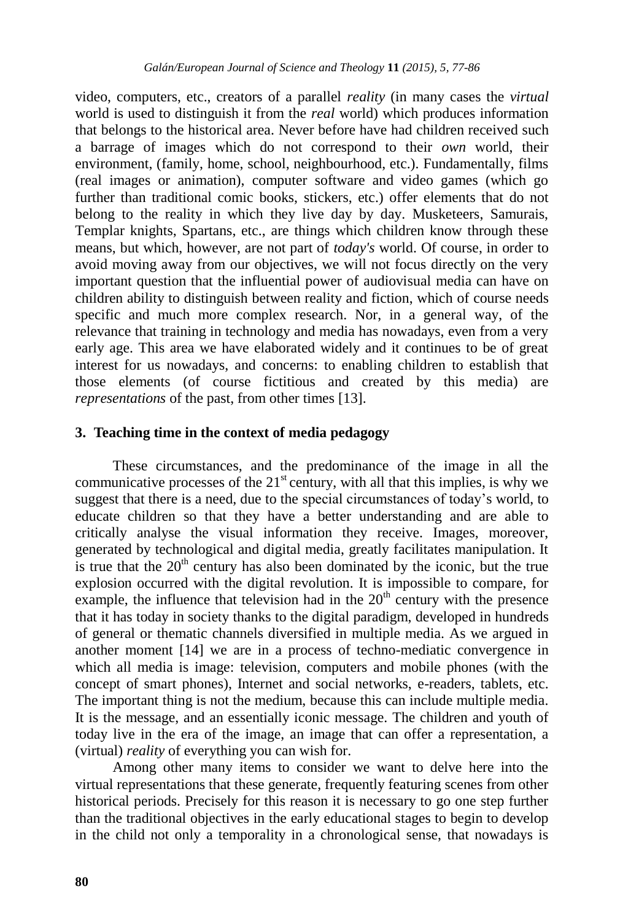video, computers, etc., creators of a parallel *reality* (in many cases the *virtual* world is used to distinguish it from the *real* world) which produces information that belongs to the historical area. Never before have had children received such a barrage of images which do not correspond to their *own* world, their environment, (family, home, school, neighbourhood, etc.). Fundamentally, films (real images or animation), computer software and video games (which go further than traditional comic books, stickers, etc.) offer elements that do not belong to the reality in which they live day by day. Musketeers, Samurais, Templar knights, Spartans, etc., are things which children know through these means, but which, however, are not part of *today's* world. Of course, in order to avoid moving away from our objectives, we will not focus directly on the very important question that the influential power of audiovisual media can have on children ability to distinguish between reality and fiction, which of course needs specific and much more complex research. Nor, in a general way, of the relevance that training in technology and media has nowadays, even from a very early age. This area we have elaborated widely and it continues to be of great interest for us nowadays, and concerns: to enabling children to establish that those elements (of course fictitious and created by this media) are *representations* of the past, from other times [13].

## 3. Teaching time in the context of media pedagogy

These circumstances, and the predominance of the image in all the communicative processes of the 21st century, with all that this implies, is why we suggest that there is a need, due to the special circumstances of today's world, to educate children so that they have a better understanding and are able to critically analyse the visual information they receive. Images, moreover, generated by technological and digital media, greatly facilitates manipulation. It is true that the 20th century has also been dominated by the iconic, but the true explosion occurred with the digital revolution. It is impossible to compare, for example, the influence that television had in the 20th century with the presence that it has today in society thanks to the digital paradigm, developed in hundreds of general or thematic channels diversified in multiple media. As we argued in another moment [14] we are in a process of techno-mediatic convergence in which all media is image: television, computers and mobile phones (with the concept of smart phones), Internet and social networks, e-readers, tablets, etc. The important thing is not the medium, because this can include multiple media. It is the message, and an essentially iconic message. The children and youth of today live in the era of the image, an image that can offer a representation, a (virtual) *reality* of everything you can wish for.

Among other many items to consider we want to delve here into the virtual representations that these generate, frequently featuring scenes from other historical periods. Precisely for this reason it is necessary to go one step further than the traditional objectives in the early educational stages to begin to develop in the child not only a temporality in a chronological sense, that nowadays is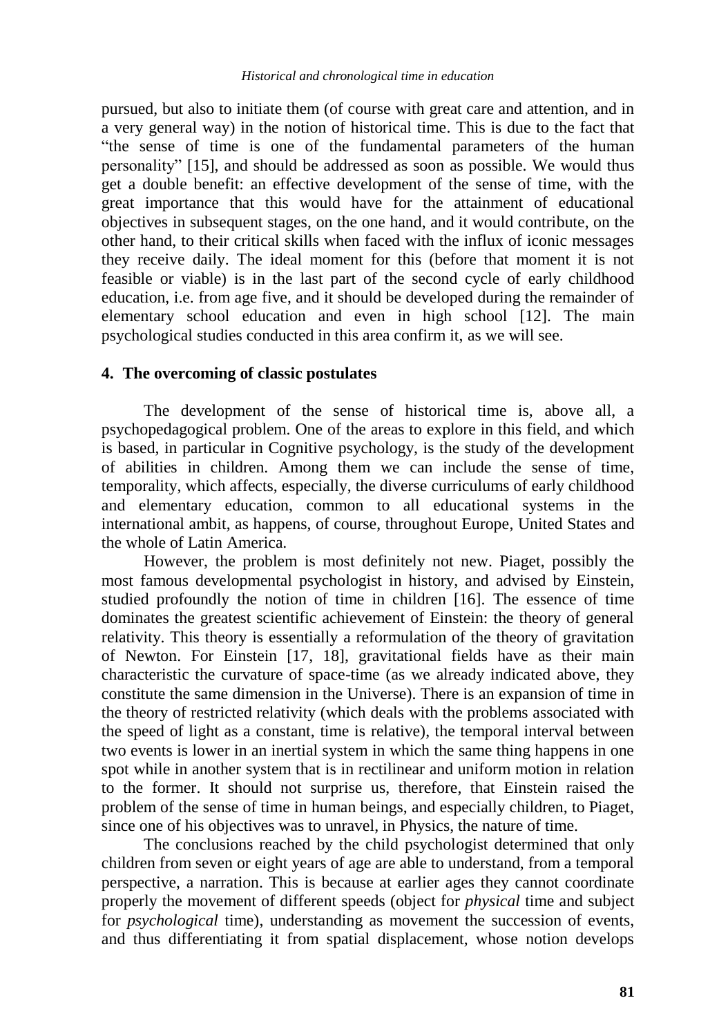pursued, but also to initiate them (of course with great care and attention, and in a very general way) in the notion of historical time. This is due to the fact that "the sense of time is one of the fundamental parameters of the human personality" [15], and should be addressed as soon as possible. We would thus get a double benefit: an effective development of the sense of time, with the great importance that this would have for the attainment of educational objectives in subsequent stages, on the one hand, and it would contribute, on the other hand, to their critical skills when faced with the influx of iconic messages they receive daily. The ideal moment for this (before that moment it is not feasible or viable) is in the last part of the second cycle of early childhood education, i.e. from age five, and it should be developed during the remainder of elementary school education and even in high school [12]. The main psychological studies conducted in this area confirm it, as we will see.

## 4. The overcoming of classic postulates

The development of the sense of historical time is, above all, a psychopedagogical problem. One of the areas to explore in this field, and which is based, in particular in Cognitive psychology, is the study of the development of abilities in children. Among them we can include the sense of time, temporality, which affects, especially, the diverse curriculums of early childhood and elementary education, common to all educational systems in the international ambit, as happens, of course, throughout Europe, United States and the whole of Latin America.

However, the problem is most definitely not new. Piaget, possibly the most famous developmental psychologist in history, and advised by Einstein, studied profoundly the notion of time in children [16]. The essence of time dominates the greatest scientific achievement of Einstein: the theory of general relativity. This theory is essentially a reformulation of the theory of gravitation of Newton. For Einstein [17, 18], gravitational fields have as their main characteristic the curvature of space-time (as we already indicated above, they constitute the same dimension in the Universe). There is an expansion of time in the theory of restricted relativity (which deals with the problems associated with the speed of light as a constant, time is relative), the temporal interval between two events is lower in an inertial system in which the same thing happens in one spot while in another system that is in rectilinear and uniform motion in relation to the former. It should not surprise us, therefore, that Einstein raised the problem of the sense of time in human beings, and especially children, to Piaget, since one of his objectives was to unravel, in Physics, the nature of time.

The conclusions reached by the child psychologist determined that only children from seven or eight years of age are able to understand, from a temporal perspective, a narration. This is because at earlier ages they cannot coordinate properly the movement of different speeds (object for *physical* time and subject for *psychological* time), understanding as movement the succession of events, and thus differentiating it from spatial displacement, whose notion develops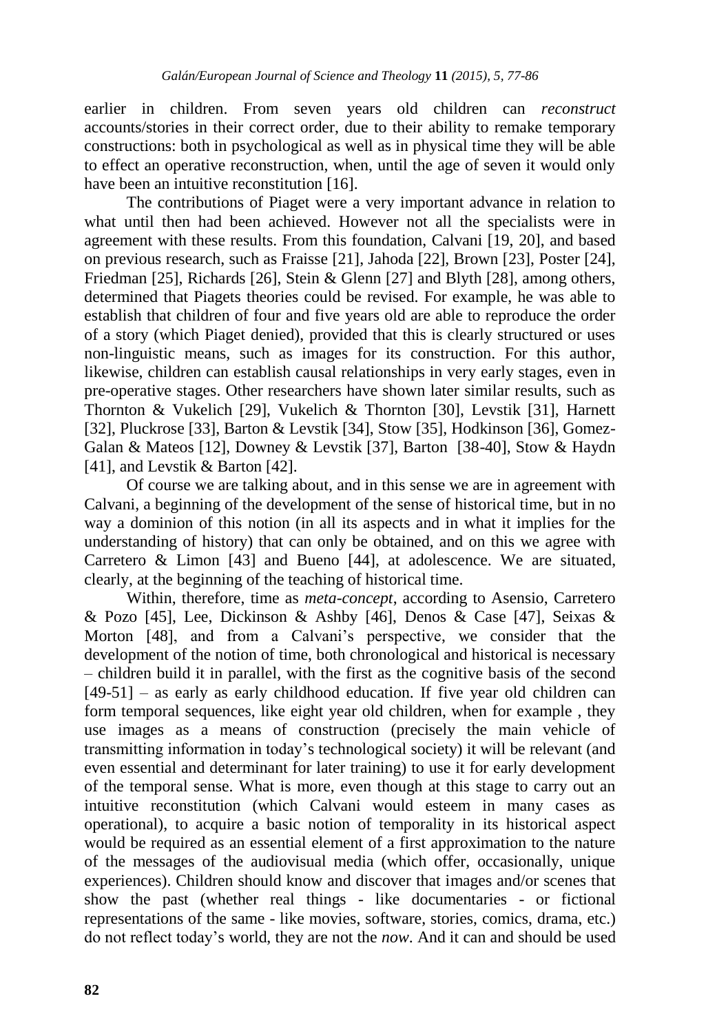earlier in children. From seven years old children can *reconstruct* accounts/stories in their correct order, due to their ability to remake temporary constructions: both in psychological as well as in physical time they will be able to effect an operative reconstruction, when, until the age of seven it would only have been an intuitive reconstitution [16].

The contributions of Piaget were a very important advance in relation to what until then had been achieved. However not all the specialists were in agreement with these results. From this foundation, Calvani [19, 20], and based on previous research, such as Fraisse [21], Jahoda [22], Brown [23], Poster [24], Friedman [25], Richards [26], Stein & Glenn [27] and Blyth [28], among others, determined that Piagets theories could be revised. For example, he was able to establish that children of four and five years old are able to reproduce the order of a story (which Piaget denied), provided that this is clearly structured or uses non-linguistic means, such as images for its construction. For this author, likewise, children can establish causal relationships in very early stages, even in pre-operative stages. Other researchers have shown later similar results, such as Thornton & Vukelich [29], Vukelich & Thornton [30], Levstik [31], Harnett [32], Pluckrose [33], Barton & Levstik [34], Stow [35], Hodkinson [36], Gomez-Galan & Mateos [12], Downey & Levstik [37], Barton [38-40], Stow & Haydn [41], and Levstik & Barton [42].

Of course we are talking about, and in this sense we are in agreement with Calvani, a beginning of the development of the sense of historical time, but in no way a dominion of this notion (in all its aspects and in what it implies for the understanding of history) that can only be obtained, and on this we agree with Carretero & Limon [43] and Bueno [44], at adolescence. We are situated, clearly, at the beginning of the teaching of historical time.

Within, therefore, time as *meta-concept*, according to Asensio, Carretero & Pozo [45], Lee, Dickinson & Ashby [46], Denos & Case [47], Seixas & Morton [48], and from a Calvani's perspective, we consider that the development of the notion of time, both chronological and historical is necessary – children build it in parallel, with the first as the cognitive basis of the second [49-51] – as early as early childhood education. If five year old children can form temporal sequences, like eight year old children, when for example , they use images as a means of construction (precisely the main vehicle of transmitting information in today's technological society) it will be relevant (and even essential and determinant for later training) to use it for early development of the temporal sense. What is more, even though at this stage to carry out an intuitive reconstitution (which Calvani would esteem in many cases as operational), to acquire a basic notion of temporality in its historical aspect would be required as an essential element of a first approximation to the nature of the messages of the audiovisual media (which offer, occasionally, unique experiences). Children should know and discover that images and/or scenes that show the past (whether real things - like documentaries - or fictional representations of the same - like movies, software, stories, comics, drama, etc.) do not reflect today's world, they are not the *now*. And it can and should be used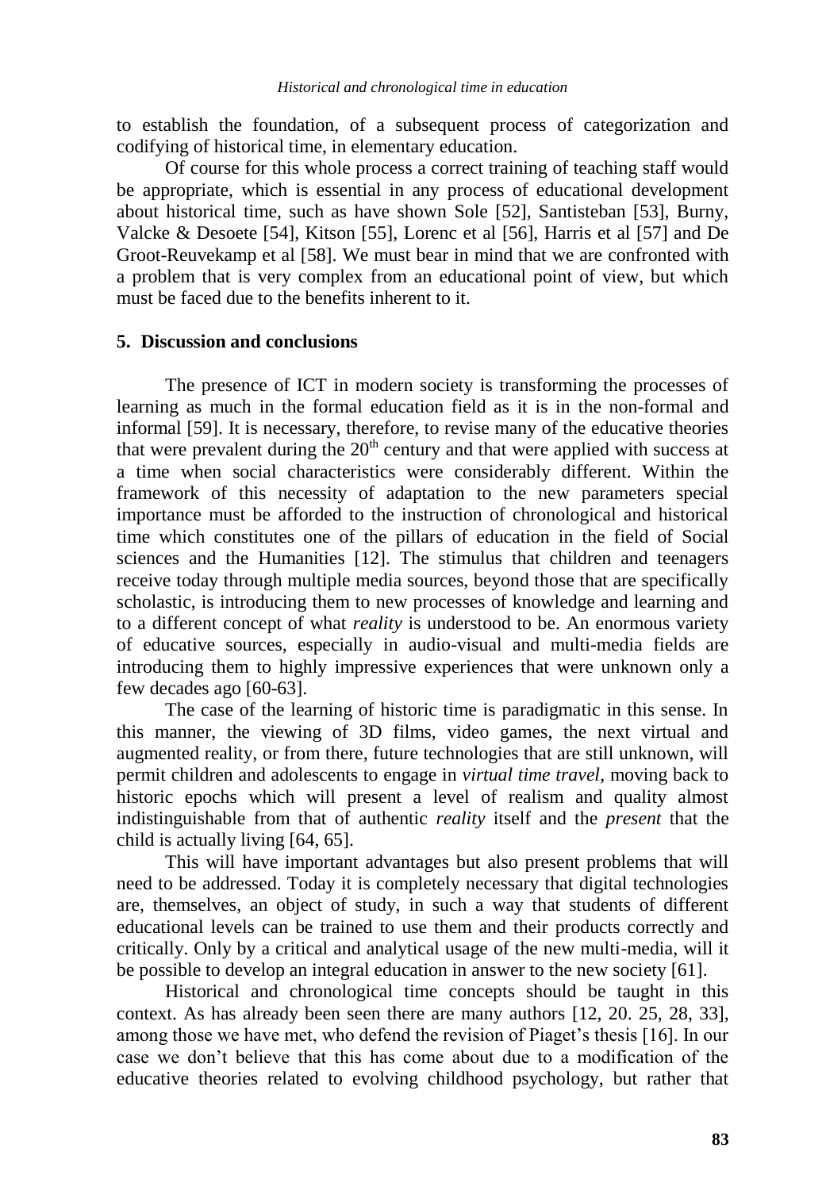to establish the foundation, of a subsequent process of categorization and codifying of historical time, in elementary education.

Of course for this whole process a correct training of teaching staff would be appropriate, which is essential in any process of educational development about historical time, such as have shown Sole [52], Santisteban [53], Burny, Valcke & Desoete [54], Kitson [55], Lorenc et al [56], Harris et al [57] and De Groot-Reuvekamp et al [58]. We must bear in mind that we are confronted with a problem that is very complex from an educational point of view, but which must be faced due to the benefits inherent to it.

## 5. Discussion and conclusions

The presence of ICT in modern society is transforming the processes of learning as much in the formal education field as it is in the non-formal and informal [59]. It is necessary, therefore, to revise many of the educative theories that were prevalent during the 20th century and that were applied with success at a time when social characteristics were considerably different. Within the framework of this necessity of adaptation to the new parameters special importance must be afforded to the instruction of chronological and historical time which constitutes one of the pillars of education in the field of Social sciences and the Humanities [12]. The stimulus that children and teenagers receive today through multiple media sources, beyond those that are specifically scholastic, is introducing them to new processes of knowledge and learning and to a different concept of what *reality* is understood to be. An enormous variety of educative sources, especially in audio-visual and multi-media fields are introducing them to highly impressive experiences that were unknown only a few decades ago [60-63].

The case of the learning of historic time is paradigmatic in this sense. In this manner, the viewing of 3D films, video games, the next virtual and augmented reality, or from there, future technologies that are still unknown, will permit children and adolescents to engage in *virtual time travel*, moving back to historic epochs which will present a level of realism and quality almost indistinguishable from that of authentic *reality* itself and the *present* that the child is actually living [64, 65].

This will have important advantages but also present problems that will need to be addressed. Today it is completely necessary that digital technologies are, themselves, an object of study, in such a way that students of different educational levels can be trained to use them and their products correctly and critically. Only by a critical and analytical usage of the new multi-media, will it be possible to develop an integral education in answer to the new society [61].

Historical and chronological time concepts should be taught in this context. As has already been seen there are many authors [12, 20. 25, 28, 33], among those we have met, who defend the revision of Piaget's thesis [16]. In our case we don't believe that this has come about due to a modification of the educative theories related to evolving childhood psychology, but rather that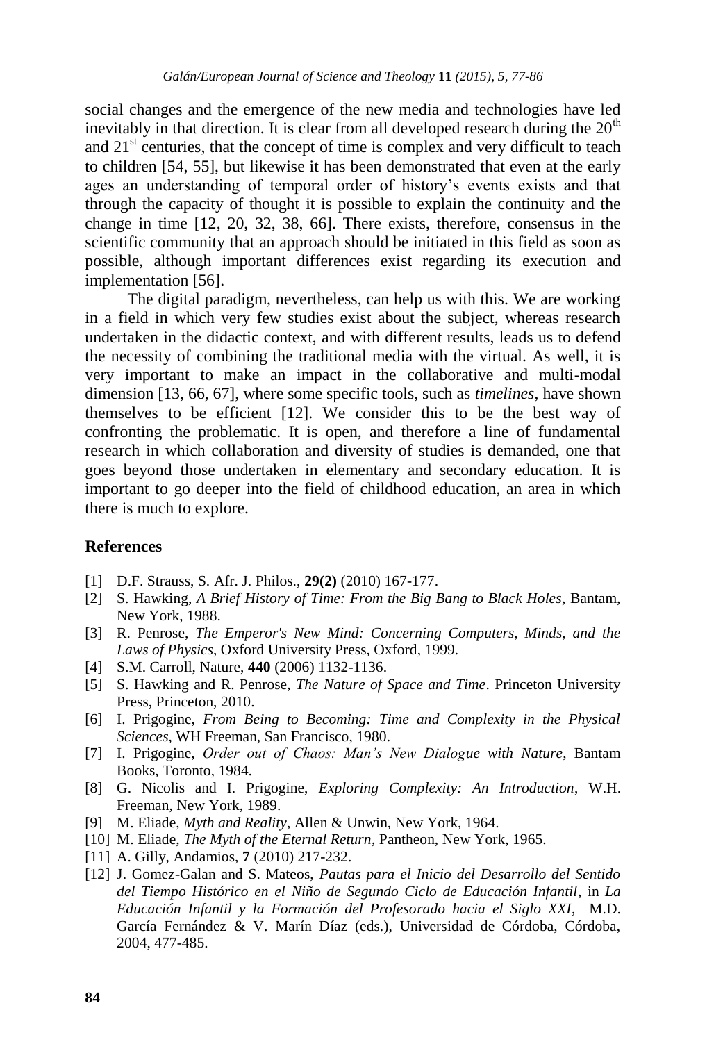social changes and the emergence of the new media and technologies have led inevitably in that direction. It is clear from all developed research during the 20th and 21st centuries, that the concept of time is complex and very difficult to teach to children [54, 55], but likewise it has been demonstrated that even at the early ages an understanding of temporal order of history's events exists and that through the capacity of thought it is possible to explain the continuity and the change in time [12, 20, 32, 38, 66]. There exists, therefore, consensus in the scientific community that an approach should be initiated in this field as soon as possible, although important differences exist regarding its execution and implementation [56].

The digital paradigm, nevertheless, can help us with this. We are working in a field in which very few studies exist about the subject, whereas research undertaken in the didactic context, and with different results, leads us to defend the necessity of combining the traditional media with the virtual. As well, it is very important to make an impact in the collaborative and multi-modal dimension [13, 66, 67], where some specific tools, such as *timelines*, have shown themselves to be efficient [12]. We consider this to be the best way of confronting the problematic. It is open, and therefore a line of fundamental research in which collaboration and diversity of studies is demanded, one that goes beyond those undertaken in elementary and secondary education. It is important to go deeper into the field of childhood education, an area in which there is much to explore.

## References

[1] D.F. Strauss, S. Afr. J. Philos., **29(2)** (2010) 167-177.

[2] S. Hawking, *A Brief History of Time: From the Big Bang to Black Holes*, Bantam, New York, 1988.

[3] R. Penrose, *The Emperor's New Mind: Concerning Computers, Minds, and the Laws of Physics*, Oxford University Press, Oxford, 1999.

[4] S.M. Carroll, Nature, **440** (2006) 1132-1136.

[5] S. Hawking and R. Penrose, *The Nature of Space and Time*. Princeton University Press, Princeton, 2010.

[6] I. Prigogine, *From Being to Becoming: Time and Complexity in the Physical Sciences*, WH Freeman, San Francisco, 1980.

[7] I. Prigogine, *Order out of Chaos: Man's New Dialogue with Nature*, Bantam Books, Toronto, 1984.

[8] G. Nicolis and I. Prigogine, *Exploring Complexity: An Introduction*, W.H. Freeman, New York, 1989.

[9] M. Eliade, *Myth and Reality*, Allen & Unwin, New York, 1964.

[10] M. Eliade, *The Myth of the Eternal Return*, Pantheon, New York, 1965.

[11] A. Gilly, Andamios, **7** (2010) 217-232.

[12] J. Gomez-Galan and S. Mateos, *Pautas para el Inicio del Desarrollo del Sentido del Tiempo Histórico en el Niño de Segundo Ciclo de Educación Infantil*, in *La Educación Infantil y la Formación del Profesorado hacia el Siglo XXI*, M.D. García Fernández & V. Marín Díaz (eds.), Universidad de Córdoba, Córdoba, 2004, 477-485.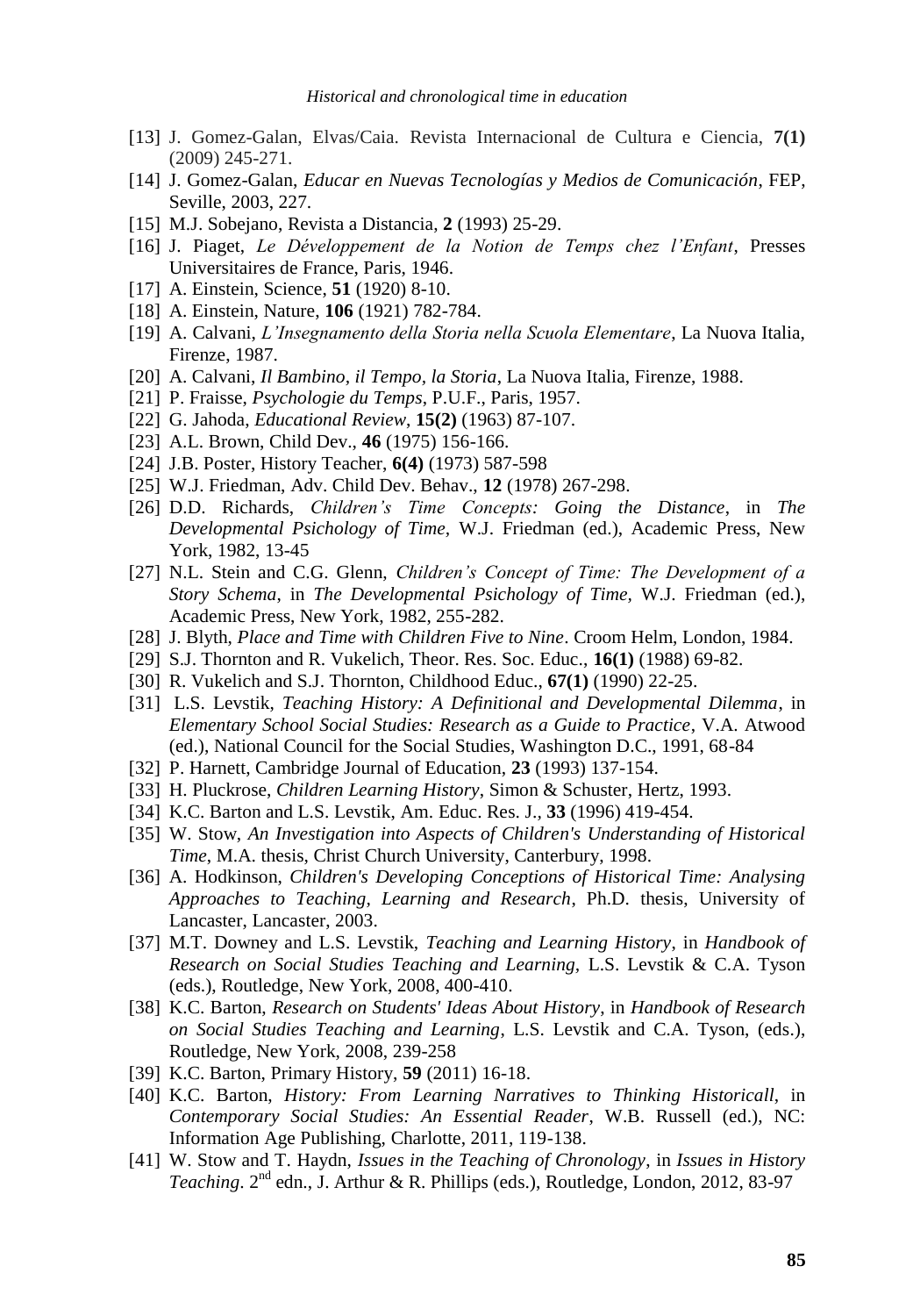[13] J. Gomez-Galan, Elvas/Caia. Revista Internacional de Cultura e Ciencia, **7(1)** (2009) 245-271.

[14] J. Gomez-Galan, *Educar en Nuevas Tecnologías y Medios de Comunicación*, FEP, Seville, 2003, 227.

[15] M.J. Sobejano, Revista a Distancia, **2** (1993) 25-29.

[16] J. Piaget, *Le Développement de la Notion de Temps chez l'Enfant*, Presses Universitaires de France, Paris, 1946.

[17] A. Einstein, Science, **51** (1920) 8-10.

[18] A. Einstein, Nature, **106** (1921) 782-784.

[19] A. Calvani, *L'Insegnamento della Storia nella Scuola Elementare*, La Nuova Italia, Firenze, 1987.

[20] A. Calvani, *Il Bambino, il Tempo, la Storia*, La Nuova Italia, Firenze, 1988.

[21] P. Fraisse, *Psychologie du Temps*, P.U.F., Paris, 1957.

[22] G. Jahoda, *Educational Review*, **15(2)** (1963) 87-107.

[23] A.L. Brown, Child Dev., **46** (1975) 156-166.

[24] J.B. Poster, History Teacher, **6(4)** (1973) 587-598

[25] W.J. Friedman, Adv. Child Dev. Behav., **12** (1978) 267-298.

[26] D.D. Richards, *Children's Time Concepts: Going the Distance*, in *The Developmental Psichology of Time*, W.J. Friedman (ed.), Academic Press, New York, 1982, 13-45

[27] N.L. Stein and C.G. Glenn, *Children's Concept of Time: The Development of a Story Schema*, in *The Developmental Psichology of Time*, W.J. Friedman (ed.), Academic Press, New York, 1982, 255-282.

[28] J. Blyth, *Place and Time with Children Five to Nine*. Croom Helm, London, 1984.

[29] S.J. Thornton and R. Vukelich, Theor. Res. Soc. Educ., **16(1)** (1988) 69-82.

[30] R. Vukelich and S.J. Thornton, Childhood Educ., **67(1)** (1990) 22-25.

[31] L.S. Levstik, *Teaching History: A Definitional and Developmental Dilemma*, in *Elementary School Social Studies: Research as a Guide to Practice*, V.A. Atwood (ed.), National Council for the Social Studies, Washington D.C., 1991, 68-84

[32] P. Harnett, Cambridge Journal of Education, **23** (1993) 137-154.

[33] H. Pluckrose, *Children Learning History*, Simon & Schuster, Hertz, 1993.

[34] K.C. Barton and L.S. Levstik, Am. Educ. Res. J., **33** (1996) 419-454.

[35] W. Stow, *An Investigation into Aspects of Children's Understanding of Historical Time*, M.A. thesis, Christ Church University, Canterbury, 1998.

[36] A. Hodkinson, *Children's Developing Conceptions of Historical Time: Analysing Approaches to Teaching, Learning and Research*, Ph.D. thesis, University of Lancaster, Lancaster, 2003.

[37] M.T. Downey and L.S. Levstik, *Teaching and Learning History*, in *Handbook of Research on Social Studies Teaching and Learning*, L.S. Levstik & C.A. Tyson (eds.), Routledge, New York, 2008, 400-410.

[38] K.C. Barton, *Research on Students' Ideas About History*, in *Handbook of Research on Social Studies Teaching and Learning*, L.S. Levstik and C.A. Tyson, (eds.), Routledge, New York, 2008, 239-258

[39] K.C. Barton, Primary History, **59** (2011) 16-18.

[40] K.C. Barton, *History: From Learning Narratives to Thinking Historicall*, in *Contemporary Social Studies: An Essential Reader*, W.B. Russell (ed.), NC: Information Age Publishing, Charlotte, 2011, 119-138.

[41] W. Stow and T. Haydn, *Issues in the Teaching of Chronology*, in *Issues in History Teaching*. 2nd edn., J. Arthur & R. Phillips (eds.), Routledge, London, 2012, 83-97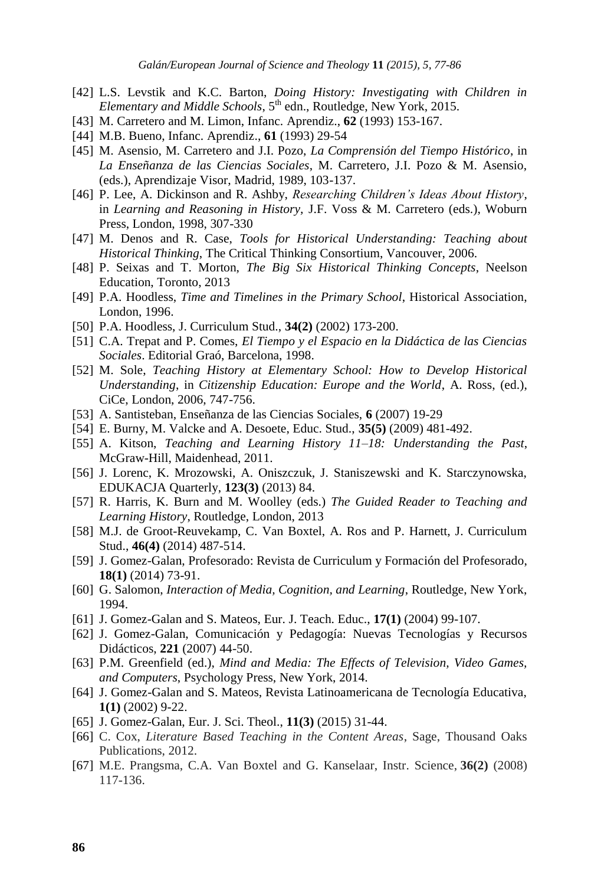[42] L.S. Levstik and K.C. Barton, *Doing History: Investigating with Children in Elementary and Middle Schools*, 5th edn., Routledge, New York, 2015.

[43] M. Carretero and M. Limon, Infanc. Aprendiz., **62** (1993) 153-167.

[44] M.B. Bueno, Infanc. Aprendiz., **61** (1993) 29-54

[45] M. Asensio, M. Carretero and J.I. Pozo, *La Comprensión del Tiempo Histórico*, in *La Enseñanza de las Ciencias Sociales*, M. Carretero, J.I. Pozo & M. Asensio, (eds.), Aprendizaje Visor, Madrid, 1989, 103-137.

[46] P. Lee, A. Dickinson and R. Ashby, *Researching Children's Ideas About History*, in *Learning and Reasoning in History,* J.F. Voss & M. Carretero (eds.), Woburn Press, London, 1998, 307-330

[47] M. Denos and R. Case, *Tools for Historical Understanding: Teaching about Historical Thinking*, The Critical Thinking Consortium, Vancouver, 2006.

[48] P. Seixas and T. Morton, *The Big Six Historical Thinking Concepts*, Neelson Education, Toronto, 2013

[49] P.A. Hoodless, *Time and Timelines in the Primary School*, Historical Association, London, 1996.

[50] P.A. Hoodless, J. Curriculum Stud., **34(2)** (2002) 173-200.

[51] C.A. Trepat and P. Comes, *El Tiempo y el Espacio en la Didáctica de las Ciencias Sociales*. Editorial Graó, Barcelona, 1998.

[52] M. Sole, *Teaching History at Elementary School: How to Develop Historical Understanding*, in *Citizenship Education: Europe and the World*, A. Ross, (ed.), CiCe, London, 2006, 747-756.

[53] A. Santisteban, Enseñanza de las Ciencias Sociales, **6** (2007) 19-29

[54] E. Burny, M. Valcke and A. Desoete, Educ. Stud., **35(5)** (2009) 481-492.

[55] A. Kitson, *Teaching and Learning History 11–18: Understanding the Past*, McGraw-Hill, Maidenhead, 2011.

[56] J. Lorenc, K. Mrozowski, A. Oniszczuk, J. Staniszewski and K. Starczynowska, EDUKACJA Quarterly, **123(3)** (2013) 84.

[57] R. Harris, K. Burn and M. Woolley (eds.) *The Guided Reader to Teaching and Learning History*, Routledge, London, 2013

[58] M.J. de Groot-Reuvekamp, C. Van Boxtel, A. Ros and P. Harnett, J. Curriculum Stud., **46(4)** (2014) 487-514.

[59] J. Gomez-Galan, Profesorado: Revista de Curriculum y Formación del Profesorado, **18(1)** (2014) 73-91.

[60] G. Salomon, *Interaction of Media, Cognition, and Learning*, Routledge, New York, 1994.

[61] J. Gomez-Galan and S. Mateos, Eur. J. Teach. Educ., **17(1)** (2004) 99-107.

[62] J. Gomez-Galan, Comunicación y Pedagogía: Nuevas Tecnologías y Recursos Didácticos, **221** (2007) 44-50.

[63] P.M. Greenfield (ed.), *Mind and Media: The Effects of Television, Video Games, and Computers*, Psychology Press, New York, 2014.

[64] J. Gomez-Galan and S. Mateos, Revista Latinoamericana de Tecnología Educativa, **1(1)** (2002) 9-22.

[65] J. Gomez-Galan, Eur. J. Sci. Theol., **11(3)** (2015) 31-44.

[66] C. Cox, *Literature Based Teaching in the Content Areas*, Sage, Thousand Oaks Publications, 2012.

[67] M.E. Prangsma, C.A. Van Boxtel and G. Kanselaar, Instr. Science, **36(2)** (2008) 117-136.